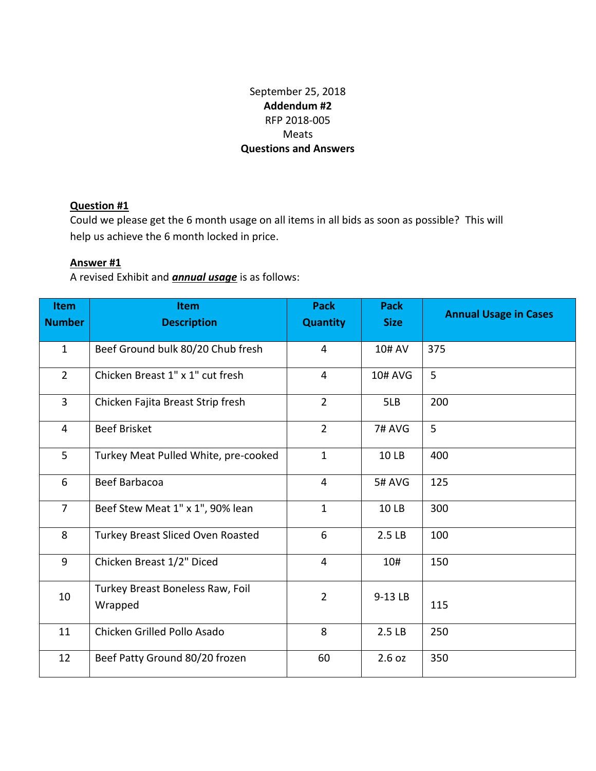September 25, 2018

**Addendum #2**

RFP 2018-005

Meats

**Questions and Answers**

**Question #1**

Could we please get the 6 month usage on all items in all bids as soon as possible? This will help us achieve the 6 month locked in price.

**Answer #1**

A revised Exhibit and ***annual usage*** is as follows:

| Item Number | Item Description | Pack Quantity | Pack Size | Annual Usage in Cases |
|---|---|---|---|---|
| 1 | Beef Ground bulk 80/20 Chub fresh | 4 | 10# AV | 375 |
| 2 | Chicken Breast 1" x 1" cut fresh | 4 | 10# AVG | 5 |
| 3 | Chicken Fajita Breast Strip fresh | 2 | 5LB | 200 |
| 4 | Beef Brisket | 2 | 7# AVG | 5 |
| 5 | Turkey Meat Pulled White, pre-cooked | 1 | 10 LB | 400 |
| 6 | Beef Barbacoa | 4 | 5# AVG | 125 |
| 7 | Beef Stew Meat 1" x 1", 90% lean | 1 | 10 LB | 300 |
| 8 | Turkey Breast Sliced Oven Roasted | 6 | 2.5 LB | 100 |
| 9 | Chicken Breast 1/2" Diced | 4 | 10# | 150 |
| 10 | Turkey Breast Boneless Raw, Foil Wrapped | 2 | 9-13 LB | 115 |
| 11 | Chicken Grilled Pollo Asado | 8 | 2.5 LB | 250 |
| 12 | Beef Patty Ground 80/20 frozen | 60 | 2.6 oz | 350 |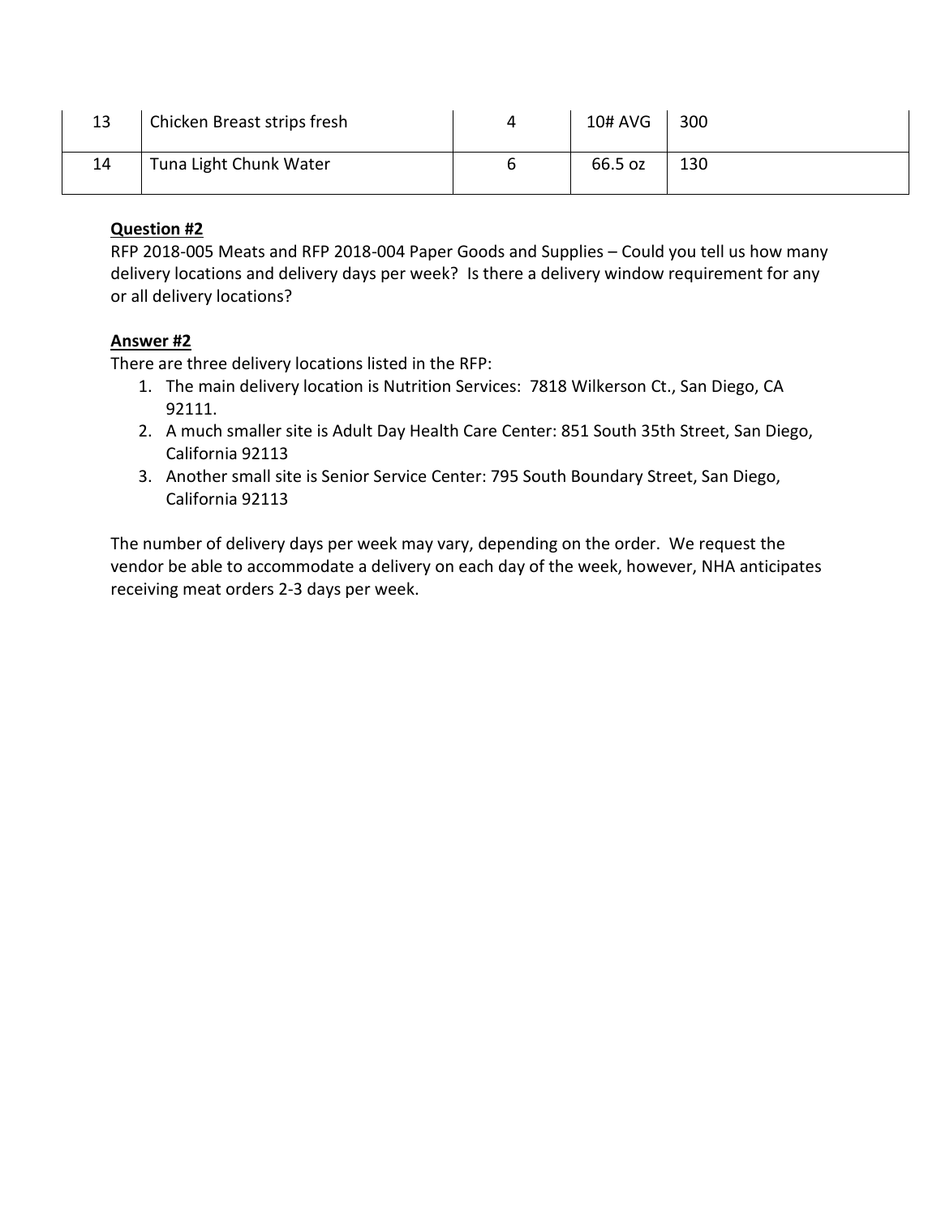| | | | | |
|---|---|---|---|---|
| 13 | Chicken Breast strips fresh | 4 | 10# AVG | 300 |
| 14 | Tuna Light Chunk Water | 6 | 66.5 oz | 130 |

**<u>Question #2</u>**

RFP 2018-005 Meats and RFP 2018-004 Paper Goods and Supplies – Could you tell us how many delivery locations and delivery days per week? Is there a delivery window requirement for any or all delivery locations?

**<u>Answer #2</u>**

There are three delivery locations listed in the RFP:

1. The main delivery location is Nutrition Services: 7818 Wilkerson Ct., San Diego, CA 92111.
2. A much smaller site is Adult Day Health Care Center: 851 South 35th Street, San Diego, California 92113
3. Another small site is Senior Service Center: 795 South Boundary Street, San Diego, California 92113

The number of delivery days per week may vary, depending on the order. We request the vendor be able to accommodate a delivery on each day of the week, however, NHA anticipates receiving meat orders 2-3 days per week.